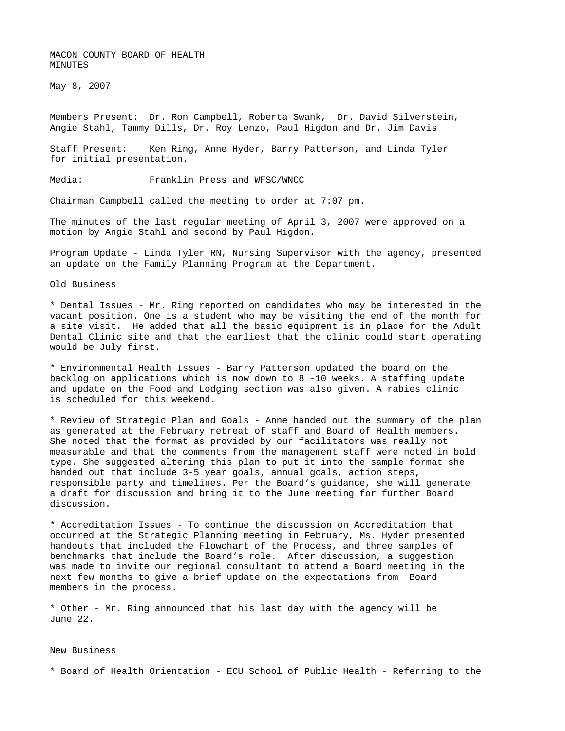MACON COUNTY BOARD OF HEALTH
MINUTES

May 8, 2007

Members Present: Dr. Ron Campbell, Roberta Swank, Dr. David Silverstein, Angie Stahl, Tammy Dills, Dr. Roy Lenzo, Paul Higdon and Dr. Jim Davis

Staff Present: Ken Ring, Anne Hyder, Barry Patterson, and Linda Tyler for initial presentation.

Media: Franklin Press and WFSC/WNCC

Chairman Campbell called the meeting to order at 7:07 pm.

The minutes of the last regular meeting of April 3, 2007 were approved on a motion by Angie Stahl and second by Paul Higdon.

Program Update - Linda Tyler RN, Nursing Supervisor with the agency, presented an update on the Family Planning Program at the Department.

Old Business

* Dental Issues - Mr. Ring reported on candidates who may be interested in the vacant position. One is a student who may be visiting the end of the month for a site visit. He added that all the basic equipment is in place for the Adult Dental Clinic site and that the earliest that the clinic could start operating would be July first.

* Environmental Health Issues - Barry Patterson updated the board on the backlog on applications which is now down to 8 -10 weeks. A staffing update and update on the Food and Lodging section was also given. A rabies clinic is scheduled for this weekend.

* Review of Strategic Plan and Goals - Anne handed out the summary of the plan as generated at the February retreat of staff and Board of Health members. She noted that the format as provided by our facilitators was really not measurable and that the comments from the management staff were noted in bold type. She suggested altering this plan to put it into the sample format she handed out that include 3-5 year goals, annual goals, action steps, responsible party and timelines. Per the Board's guidance, she will generate a draft for discussion and bring it to the June meeting for further Board discussion.

* Accreditation Issues - To continue the discussion on Accreditation that occurred at the Strategic Planning meeting in February, Ms. Hyder presented handouts that included the Flowchart of the Process, and three samples of benchmarks that include the Board's role. After discussion, a suggestion was made to invite our regional consultant to attend a Board meeting in the next few months to give a brief update on the expectations from Board members in the process.

* Other - Mr. Ring announced that his last day with the agency will be June 22.

New Business

* Board of Health Orientation - ECU School of Public Health - Referring to the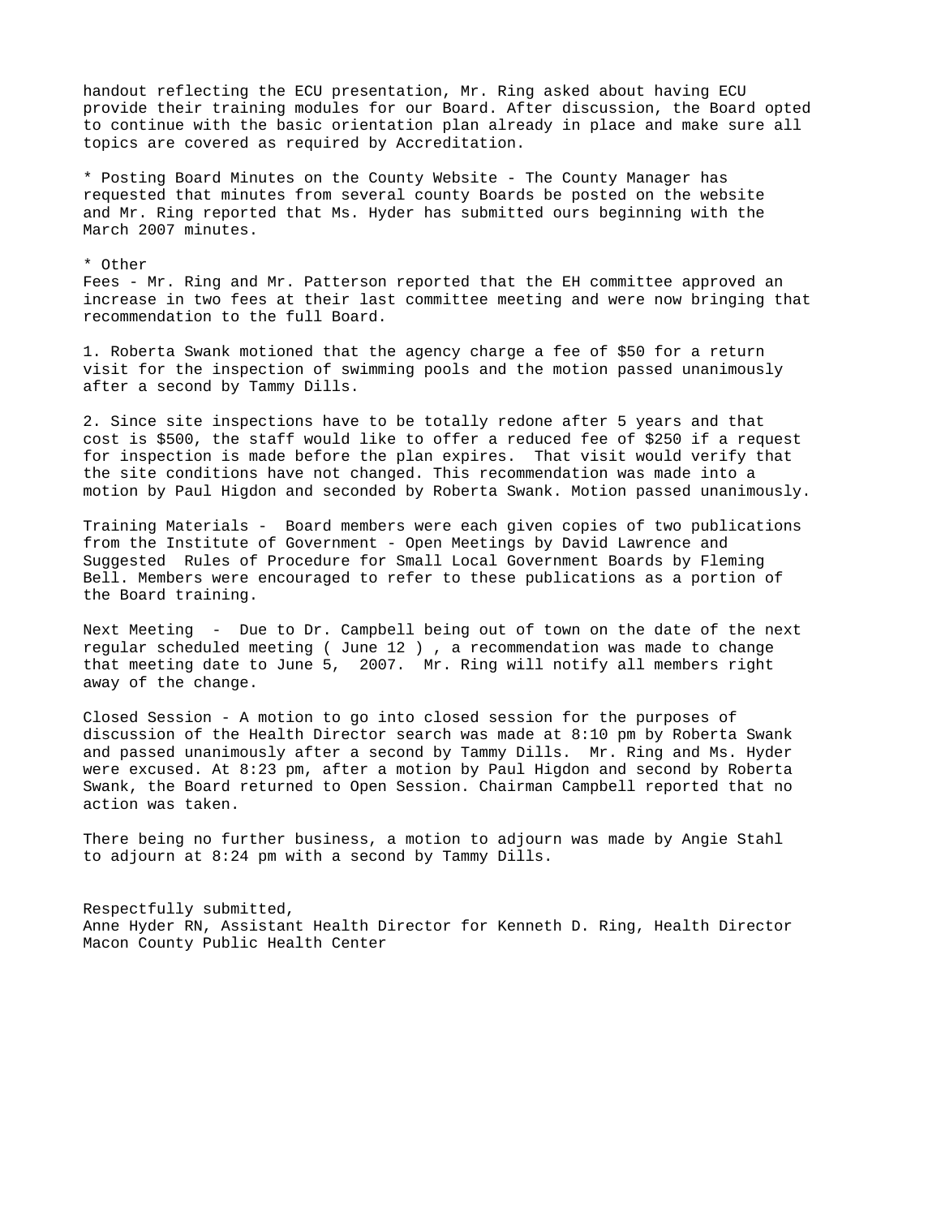handout reflecting the ECU presentation, Mr. Ring asked about having ECU provide their training modules for our Board. After discussion, the Board opted to continue with the basic orientation plan already in place and make sure all topics are covered as required by Accreditation.

* Posting Board Minutes on the County Website - The County Manager has requested that minutes from several county Boards be posted on the website and Mr. Ring reported that Ms. Hyder has submitted ours beginning with the March 2007 minutes.

* Other

Fees - Mr. Ring and Mr. Patterson reported that the EH committee approved an increase in two fees at their last committee meeting and were now bringing that recommendation to the full Board.

1. Roberta Swank motioned that the agency charge a fee of $50 for a return visit for the inspection of swimming pools and the motion passed unanimously after a second by Tammy Dills.

2. Since site inspections have to be totally redone after 5 years and that cost is $500, the staff would like to offer a reduced fee of $250 if a request for inspection is made before the plan expires. That visit would verify that the site conditions have not changed. This recommendation was made into a motion by Paul Higdon and seconded by Roberta Swank. Motion passed unanimously.

Training Materials - Board members were each given copies of two publications from the Institute of Government - Open Meetings by David Lawrence and Suggested Rules of Procedure for Small Local Government Boards by Fleming Bell. Members were encouraged to refer to these publications as a portion of the Board training.

Next Meeting - Due to Dr. Campbell being out of town on the date of the next regular scheduled meeting ( June 12 ) , a recommendation was made to change that meeting date to June 5, 2007. Mr. Ring will notify all members right away of the change.

Closed Session - A motion to go into closed session for the purposes of discussion of the Health Director search was made at 8:10 pm by Roberta Swank and passed unanimously after a second by Tammy Dills. Mr. Ring and Ms. Hyder were excused. At 8:23 pm, after a motion by Paul Higdon and second by Roberta Swank, the Board returned to Open Session. Chairman Campbell reported that no action was taken.

There being no further business, a motion to adjourn was made by Angie Stahl to adjourn at 8:24 pm with a second by Tammy Dills.

Respectfully submitted,
Anne Hyder RN, Assistant Health Director for Kenneth D. Ring, Health Director
Macon County Public Health Center